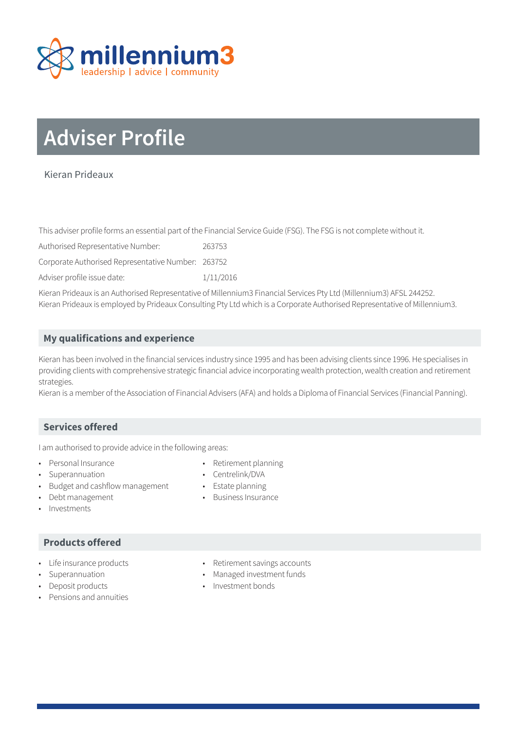millennium3

leadership | advice | community

# Adviser Profile

Kieran Prideaux

This adviser profile forms an essential part of the Financial Service Guide (FSG). The FSG is not complete without it.

Authorised Representative Number: 263753

Corporate Authorised Representative Number: 263752

Adviser profile issue date: 1/11/2016

Kieran Prideaux is an Authorised Representative of Millennium3 Financial Services Pty Ltd (Millennium3) AFSL 244252.
Kieran Prideaux is employed by Prideaux Consulting Pty Ltd which is a Corporate Authorised Representative of Millennium3.

## My qualifications and experience

Kieran has been involved in the financial services industry since 1995 and has been advising clients since 1996. He specialises in providing clients with comprehensive strategic financial advice incorporating wealth protection, wealth creation and retirement strategies.
Kieran is a member of the Association of Financial Advisers (AFA) and holds a Diploma of Financial Services (Financial Panning).

## Services offered

I am authorised to provide advice in the following areas:

- Personal Insurance
- Superannuation
- Budget and cashflow management
- Debt management
- Investments
- Retirement planning
- Centrelink/DVA
- Estate planning
- Business Insurance

## Products offered

- Life insurance products
- Superannuation
- Deposit products
- Pensions and annuities
- Retirement savings accounts
- Managed investment funds
- Investment bonds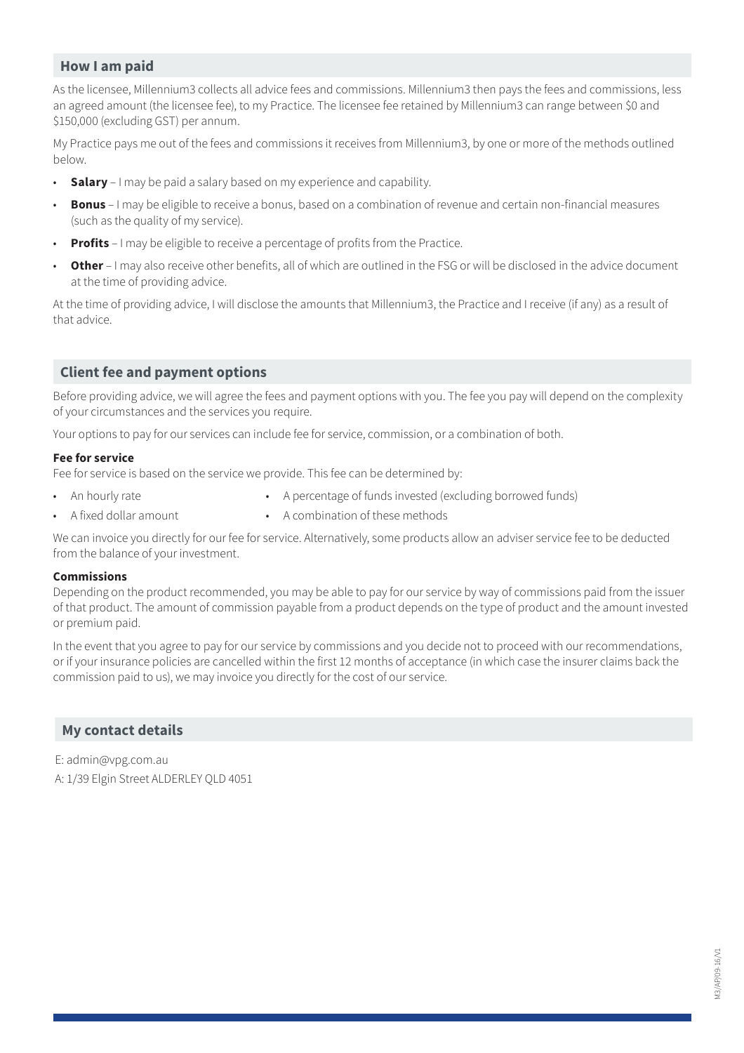## How I am paid

As the licensee, Millennium3 collects all advice fees and commissions. Millennium3 then pays the fees and commissions, less an agreed amount (the licensee fee), to my Practice. The licensee fee retained by Millennium3 can range between $0 and $150,000 (excluding GST) per annum.

My Practice pays me out of the fees and commissions it receives from Millennium3, by one or more of the methods outlined below.

- **Salary** – I may be paid a salary based on my experience and capability.
- **Bonus** – I may be eligible to receive a bonus, based on a combination of revenue and certain non-financial measures (such as the quality of my service).
- **Profits** – I may be eligible to receive a percentage of profits from the Practice.
- **Other** – I may also receive other benefits, all of which are outlined in the FSG or will be disclosed in the advice document at the time of providing advice.

At the time of providing advice, I will disclose the amounts that Millennium3, the Practice and I receive (if any) as a result of that advice.

## Client fee and payment options

Before providing advice, we will agree the fees and payment options with you. The fee you pay will depend on the complexity of your circumstances and the services you require.

Your options to pay for our services can include fee for service, commission, or a combination of both.

**Fee for service**

Fee for service is based on the service we provide. This fee can be determined by:

- An hourly rate
- A fixed dollar amount
- A percentage of funds invested (excluding borrowed funds)
- A combination of these methods

We can invoice you directly for our fee for service. Alternatively, some products allow an adviser service fee to be deducted from the balance of your investment.

**Commissions**

Depending on the product recommended, you may be able to pay for our service by way of commissions paid from the issuer of that product. The amount of commission payable from a product depends on the type of product and the amount invested or premium paid.

In the event that you agree to pay for our service by commissions and you decide not to proceed with our recommendations, or if your insurance policies are cancelled within the first 12 months of acceptance (in which case the insurer claims back the commission paid to us), we may invoice you directly for the cost of our service.

## My contact details

E: admin@vpg.com.au

A: 1/39 Elgin Street ALDERLEY QLD 4051

M3/AP/09-16/V1